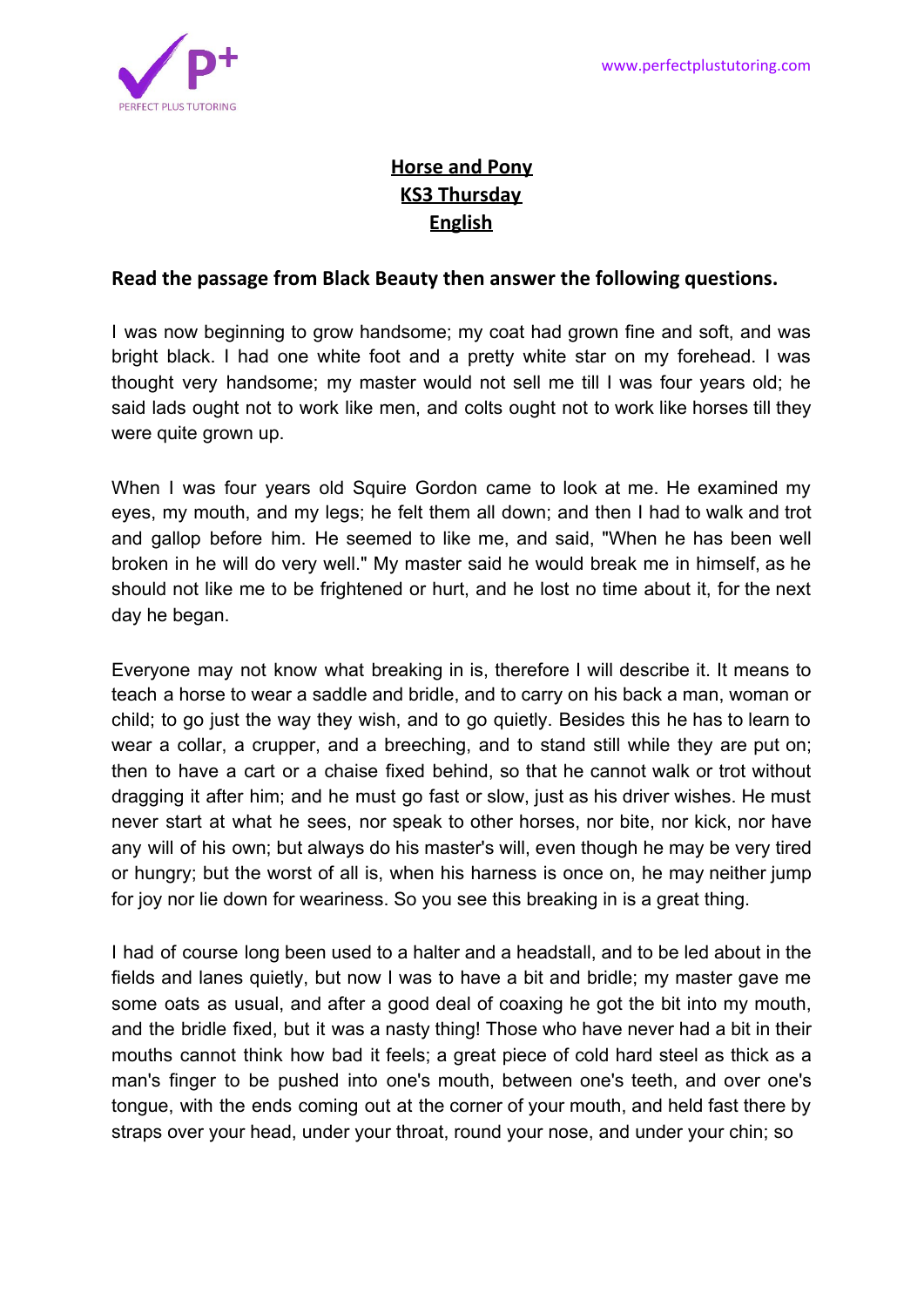# Horse and Pony
## KS3 Thursday
## English

**Read the passage from Black Beauty then answer the following questions.**

I was now beginning to grow handsome; my coat had grown fine and soft, and was bright black. I had one white foot and a pretty white star on my forehead. I was thought very handsome; my master would not sell me till I was four years old; he said lads ought not to work like men, and colts ought not to work like horses till they were quite grown up.

When I was four years old Squire Gordon came to look at me. He examined my eyes, my mouth, and my legs; he felt them all down; and then I had to walk and trot and gallop before him. He seemed to like me, and said, "When he has been well broken in he will do very well." My master said he would break me in himself, as he should not like me to be frightened or hurt, and he lost no time about it, for the next day he began.

Everyone may not know what breaking in is, therefore I will describe it. It means to teach a horse to wear a saddle and bridle, and to carry on his back a man, woman or child; to go just the way they wish, and to go quietly. Besides this he has to learn to wear a collar, a crupper, and a breeching, and to stand still while they are put on; then to have a cart or a chaise fixed behind, so that he cannot walk or trot without dragging it after him; and he must go fast or slow, just as his driver wishes. He must never start at what he sees, nor speak to other horses, nor bite, nor kick, nor have any will of his own; but always do his master's will, even though he may be very tired or hungry; but the worst of all is, when his harness is once on, he may neither jump for joy nor lie down for weariness. So you see this breaking in is a great thing.

I had of course long been used to a halter and a headstall, and to be led about in the fields and lanes quietly, but now I was to have a bit and bridle; my master gave me some oats as usual, and after a good deal of coaxing he got the bit into my mouth, and the bridle fixed, but it was a nasty thing! Those who have never had a bit in their mouths cannot think how bad it feels; a great piece of cold hard steel as thick as a man's finger to be pushed into one's mouth, between one's teeth, and over one's tongue, with the ends coming out at the corner of your mouth, and held fast there by straps over your head, under your throat, round your nose, and under your chin; so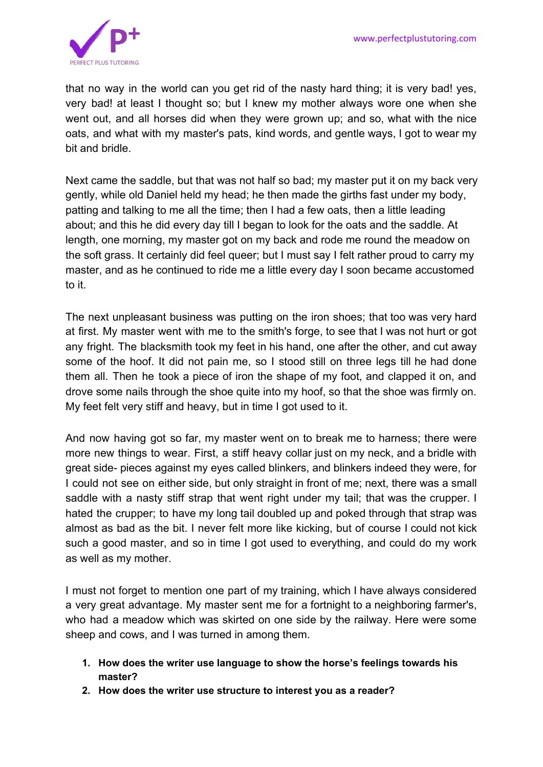that no way in the world can you get rid of the nasty hard thing; it is very bad! yes, very bad! at least I thought so; but I knew my mother always wore one when she went out, and all horses did when they were grown up; and so, what with the nice oats, and what with my master's pats, kind words, and gentle ways, I got to wear my bit and bridle.

Next came the saddle, but that was not half so bad; my master put it on my back very gently, while old Daniel held my head; he then made the girths fast under my body, patting and talking to me all the time; then I had a few oats, then a little leading about; and this he did every day till I began to look for the oats and the saddle. At length, one morning, my master got on my back and rode me round the meadow on the soft grass. It certainly did feel queer; but I must say I felt rather proud to carry my master, and as he continued to ride me a little every day I soon became accustomed to it.

The next unpleasant business was putting on the iron shoes; that too was very hard at first. My master went with me to the smith's forge, to see that I was not hurt or got any fright. The blacksmith took my feet in his hand, one after the other, and cut away some of the hoof. It did not pain me, so I stood still on three legs till he had done them all. Then he took a piece of iron the shape of my foot, and clapped it on, and drove some nails through the shoe quite into my hoof, so that the shoe was firmly on. My feet felt very stiff and heavy, but in time I got used to it.

And now having got so far, my master went on to break me to harness; there were more new things to wear. First, a stiff heavy collar just on my neck, and a bridle with great side- pieces against my eyes called blinkers, and blinkers indeed they were, for I could not see on either side, but only straight in front of me; next, there was a small saddle with a nasty stiff strap that went right under my tail; that was the crupper. I hated the crupper; to have my long tail doubled up and poked through that strap was almost as bad as the bit. I never felt more like kicking, but of course I could not kick such a good master, and so in time I got used to everything, and could do my work as well as my mother.

I must not forget to mention one part of my training, which I have always considered a very great advantage. My master sent me for a fortnight to a neighboring farmer's, who had a meadow which was skirted on one side by the railway. Here were some sheep and cows, and I was turned in among them.

1. **How does the writer use language to show the horse's feelings towards his master?**
2. **How does the writer use structure to interest you as a reader?**